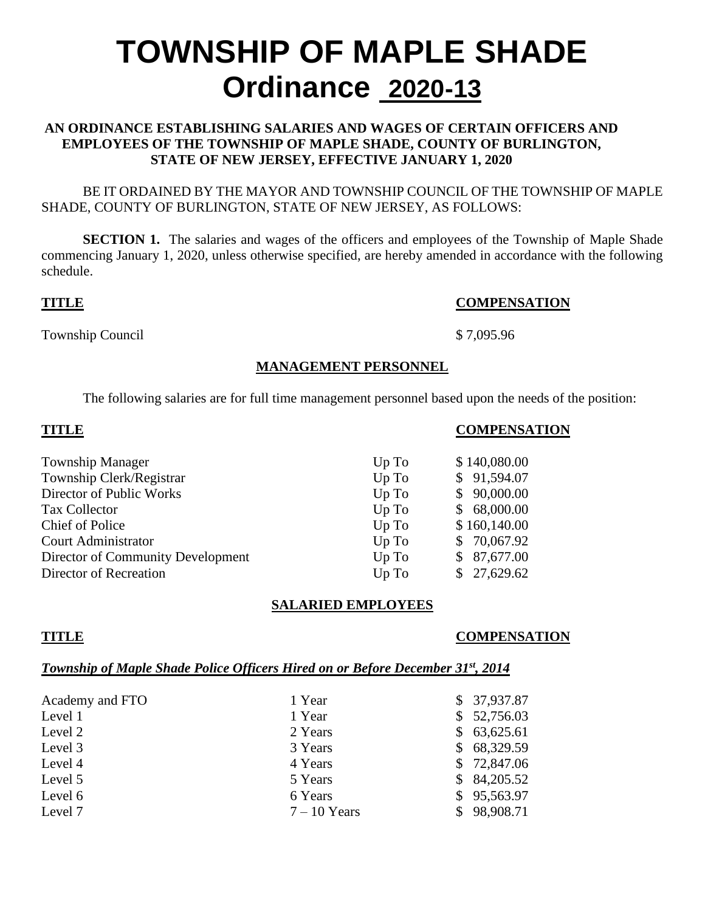# TOWNSHIP OF MAPLE SHADE
# Ordinance 2020-13

**AN ORDINANCE ESTABLISHING SALARIES AND WAGES OF CERTAIN OFFICERS AND EMPLOYEES OF THE TOWNSHIP OF MAPLE SHADE, COUNTY OF BURLINGTON, STATE OF NEW JERSEY, EFFECTIVE JANUARY 1, 2020**

BE IT ORDAINED BY THE MAYOR AND TOWNSHIP COUNCIL OF THE TOWNSHIP OF MAPLE SHADE, COUNTY OF BURLINGTON, STATE OF NEW JERSEY, AS FOLLOWS:

**SECTION 1.** The salaries and wages of the officers and employees of the Township of Maple Shade commencing January 1, 2020, unless otherwise specified, are hereby amended in accordance with the following schedule.

| **TITLE** | **COMPENSATION** |
|---|---|
| Township Council | $ 7,095.96 |

## MANAGEMENT PERSONNEL

The following salaries are for full time management personnel based upon the needs of the position:

| **TITLE** | | **COMPENSATION** |
|---|---|---|
| Township Manager | Up To | $ 140,080.00 |
| Township Clerk/Registrar | Up To | $ 91,594.07 |
| Director of Public Works | Up To | $ 90,000.00 |
| Tax Collector | Up To | $ 68,000.00 |
| Chief of Police | Up To | $ 160,140.00 |
| Court Administrator | Up To | $ 70,067.92 |
| Director of Community Development | Up To | $ 87,677.00 |
| Director of Recreation | Up To | $ 27,629.62 |

## SALARIED EMPLOYEES

**TITLE** **COMPENSATION**

***Township of Maple Shade Police Officers Hired on or Before December 31st, 2014***

| | | |
|---|---|---|
| Academy and FTO | 1 Year | $ 37,937.87 |
| Level 1 | 1 Year | $ 52,756.03 |
| Level 2 | 2 Years | $ 63,625.61 |
| Level 3 | 3 Years | $ 68,329.59 |
| Level 4 | 4 Years | $ 72,847.06 |
| Level 5 | 5 Years | $ 84,205.52 |
| Level 6 | 6 Years | $ 95,563.97 |
| Level 7 | 7 – 10 Years | $ 98,908.71 |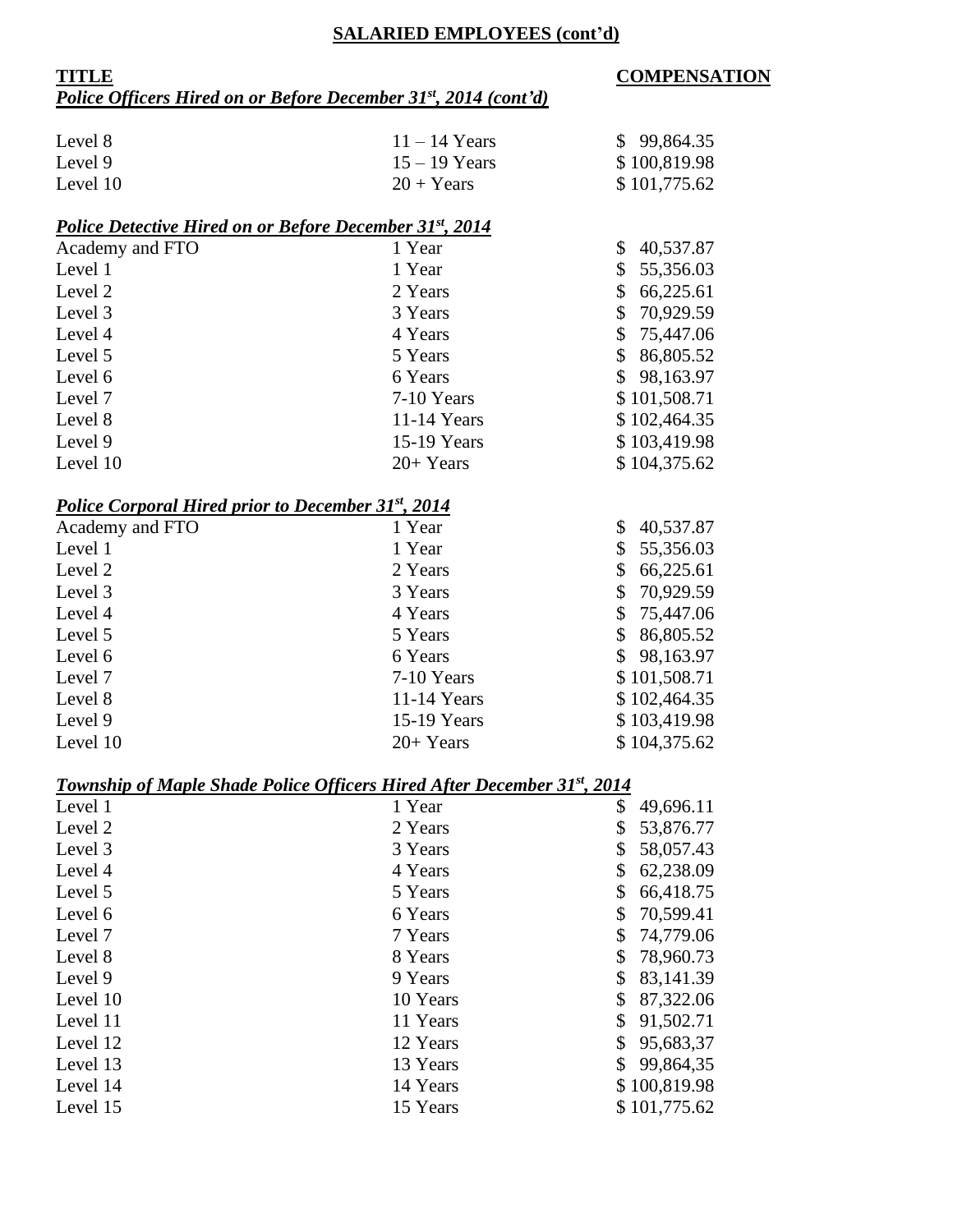## SALARIED EMPLOYEES (cont'd)

| TITLE | | COMPENSATION |
|---|---|---|
| ***Police Officers Hired on or Before December 31st, 2014 (cont'd)*** | | |
| Level 8 | 11 – 14 Years | $ 99,864.35 |
| Level 9 | 15 – 19 Years | $ 100,819.98 |
| Level 10 | 20 + Years | $ 101,775.62 |
| ***Police Detective Hired on or Before December 31st, 2014*** | | |
| Academy and FTO | 1 Year | $ 40,537.87 |
| Level 1 | 1 Year | $ 55,356.03 |
| Level 2 | 2 Years | $ 66,225.61 |
| Level 3 | 3 Years | $ 70,929.59 |
| Level 4 | 4 Years | $ 75,447.06 |
| Level 5 | 5 Years | $ 86,805.52 |
| Level 6 | 6 Years | $ 98,163.97 |
| Level 7 | 7-10 Years | $ 101,508.71 |
| Level 8 | 11-14 Years | $ 102,464.35 |
| Level 9 | 15-19 Years | $ 103,419.98 |
| Level 10 | 20+ Years | $ 104,375.62 |
| ***Police Corporal Hired prior to December 31st, 2014*** | | |
| Academy and FTO | 1 Year | $ 40,537.87 |
| Level 1 | 1 Year | $ 55,356.03 |
| Level 2 | 2 Years | $ 66,225.61 |
| Level 3 | 3 Years | $ 70,929.59 |
| Level 4 | 4 Years | $ 75,447.06 |
| Level 5 | 5 Years | $ 86,805.52 |
| Level 6 | 6 Years | $ 98,163.97 |
| Level 7 | 7-10 Years | $ 101,508.71 |
| Level 8 | 11-14 Years | $ 102,464.35 |
| Level 9 | 15-19 Years | $ 103,419.98 |
| Level 10 | 20+ Years | $ 104,375.62 |
| ***Township of Maple Shade Police Officers Hired After December 31st, 2014*** | | |
| Level 1 | 1 Year | $ 49,696.11 |
| Level 2 | 2 Years | $ 53,876.77 |
| Level 3 | 3 Years | $ 58,057.43 |
| Level 4 | 4 Years | $ 62,238.09 |
| Level 5 | 5 Years | $ 66,418.75 |
| Level 6 | 6 Years | $ 70,599.41 |
| Level 7 | 7 Years | $ 74,779.06 |
| Level 8 | 8 Years | $ 78,960.73 |
| Level 9 | 9 Years | $ 83,141.39 |
| Level 10 | 10 Years | $ 87,322.06 |
| Level 11 | 11 Years | $ 91,502.71 |
| Level 12 | 12 Years | $ 95,683,37 |
| Level 13 | 13 Years | $ 99,864,35 |
| Level 14 | 14 Years | $ 100,819.98 |
| Level 15 | 15 Years | $ 101,775.62 |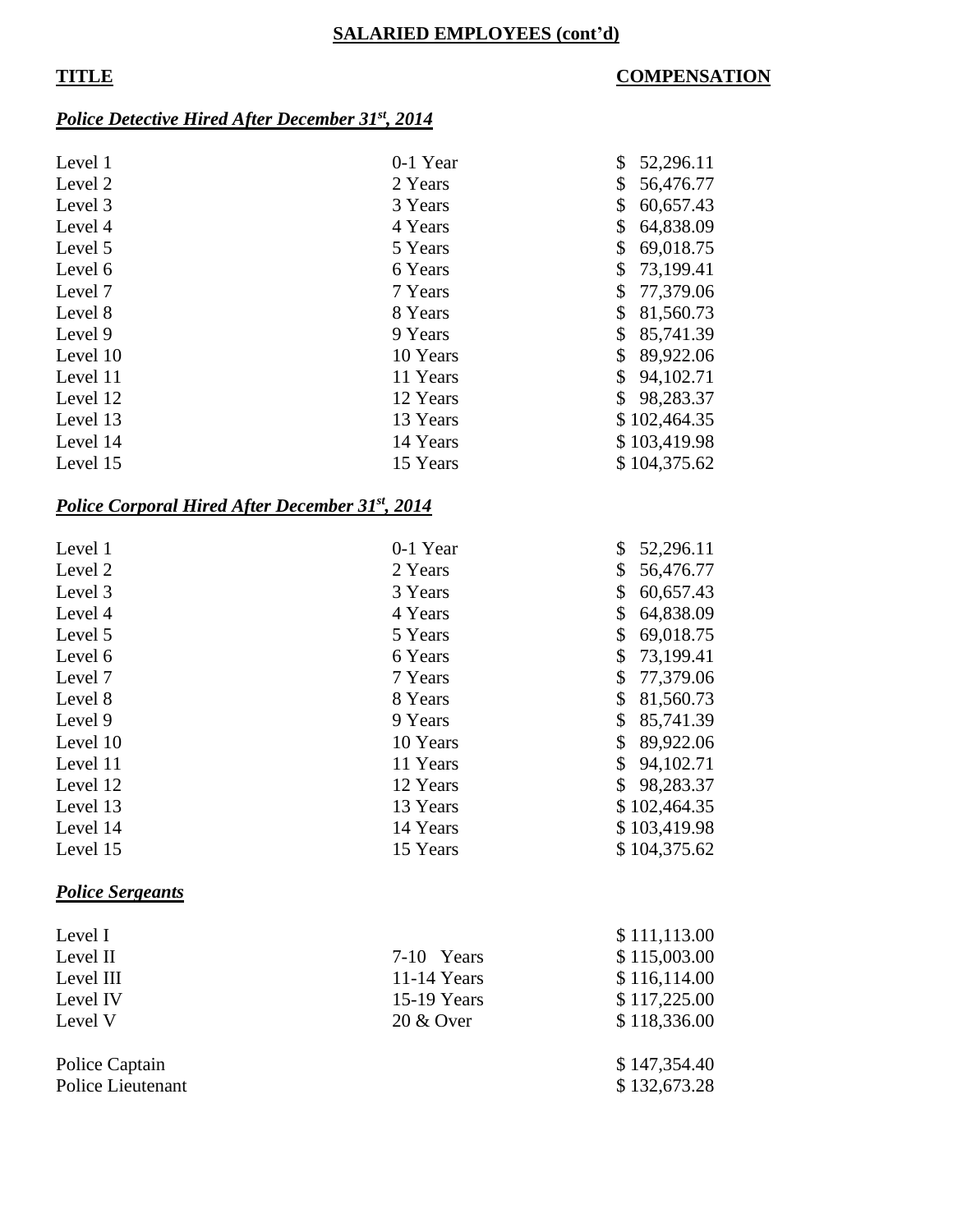**SALARIED EMPLOYEES (cont'd)**

| TITLE | | COMPENSATION |
|---|---|---|
| ***Police Detective Hired After December 31st, 2014*** | | |
| Level 1 | 0-1 Year | $ 52,296.11 |
| Level 2 | 2 Years | $ 56,476.77 |
| Level 3 | 3 Years | $ 60,657.43 |
| Level 4 | 4 Years | $ 64,838.09 |
| Level 5 | 5 Years | $ 69,018.75 |
| Level 6 | 6 Years | $ 73,199.41 |
| Level 7 | 7 Years | $ 77,379.06 |
| Level 8 | 8 Years | $ 81,560.73 |
| Level 9 | 9 Years | $ 85,741.39 |
| Level 10 | 10 Years | $ 89,922.06 |
| Level 11 | 11 Years | $ 94,102.71 |
| Level 12 | 12 Years | $ 98,283.37 |
| Level 13 | 13 Years | $ 102,464.35 |
| Level 14 | 14 Years | $ 103,419.98 |
| Level 15 | 15 Years | $ 104,375.62 |
| ***Police Corporal Hired After December 31st, 2014*** | | |
| Level 1 | 0-1 Year | $ 52,296.11 |
| Level 2 | 2 Years | $ 56,476.77 |
| Level 3 | 3 Years | $ 60,657.43 |
| Level 4 | 4 Years | $ 64,838.09 |
| Level 5 | 5 Years | $ 69,018.75 |
| Level 6 | 6 Years | $ 73,199.41 |
| Level 7 | 7 Years | $ 77,379.06 |
| Level 8 | 8 Years | $ 81,560.73 |
| Level 9 | 9 Years | $ 85,741.39 |
| Level 10 | 10 Years | $ 89,922.06 |
| Level 11 | 11 Years | $ 94,102.71 |
| Level 12 | 12 Years | $ 98,283.37 |
| Level 13 | 13 Years | $ 102,464.35 |
| Level 14 | 14 Years | $ 103,419.98 |
| Level 15 | 15 Years | $ 104,375.62 |
| ***Police Sergeants*** | | |
| Level I | | $ 111,113.00 |
| Level II | 7-10 Years | $ 115,003.00 |
| Level III | 11-14 Years | $ 116,114.00 |
| Level IV | 15-19 Years | $ 117,225.00 |
| Level V | 20 & Over | $ 118,336.00 |
| Police Captain | | $ 147,354.40 |
| Police Lieutenant | | $ 132,673.28 |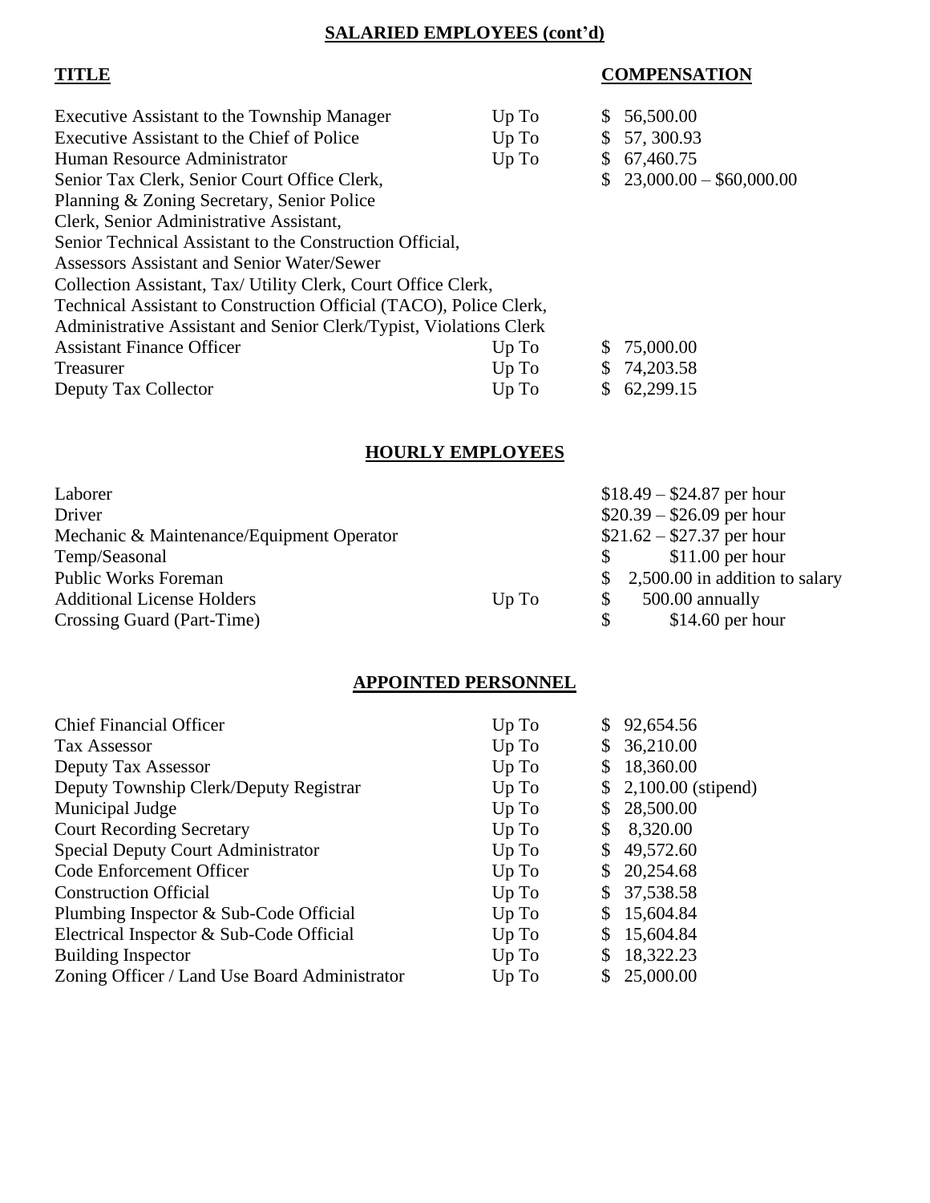## SALARIED EMPLOYEES (cont'd)

| TITLE | | COMPENSATION |
|---|---|---|
| Executive Assistant to the Township Manager | Up To | $ 56,500.00 |
| Executive Assistant to the Chief of Police | Up To | $ 57, 300.93 |
| Human Resource Administrator | Up To | $ 67,460.75 |
| Senior Tax Clerk, Senior Court Office Clerk, Planning & Zoning Secretary, Senior Police Clerk, Senior Administrative Assistant, Senior Technical Assistant to the Construction Official, Assessors Assistant and Senior Water/Sewer Collection Assistant, Tax/ Utility Clerk, Court Office Clerk, Technical Assistant to Construction Official (TACO), Police Clerk, Administrative Assistant and Senior Clerk/Typist, Violations Clerk | | $ 23,000.00 – $60,000.00 |
| Assistant Finance Officer | Up To | $ 75,000.00 |
| Treasurer | Up To | $ 74,203.58 |
| Deputy Tax Collector | Up To | $ 62,299.15 |

## HOURLY EMPLOYEES

| | | |
|---|---|---|
| Laborer | | $18.49 – $24.87 per hour |
| Driver | | $20.39 – $26.09 per hour |
| Mechanic & Maintenance/Equipment Operator | | $21.62 – $27.37 per hour |
| Temp/Seasonal | | $ $11.00 per hour |
| Public Works Foreman | | $ 2,500.00 in addition to salary |
| Additional License Holders | Up To | $ 500.00 annually |
| Crossing Guard (Part-Time) | | $ $14.60 per hour |

## APPOINTED PERSONNEL

| | | |
|---|---|---|
| Chief Financial Officer | Up To | $ 92,654.56 |
| Tax Assessor | Up To | $ 36,210.00 |
| Deputy Tax Assessor | Up To | $ 18,360.00 |
| Deputy Township Clerk/Deputy Registrar | Up To | $ 2,100.00 (stipend) |
| Municipal Judge | Up To | $ 28,500.00 |
| Court Recording Secretary | Up To | $ 8,320.00 |
| Special Deputy Court Administrator | Up To | $ 49,572.60 |
| Code Enforcement Officer | Up To | $ 20,254.68 |
| Construction Official | Up To | $ 37,538.58 |
| Plumbing Inspector & Sub-Code Official | Up To | $ 15,604.84 |
| Electrical Inspector & Sub-Code Official | Up To | $ 15,604.84 |
| Building Inspector | Up To | $ 18,322.23 |
| Zoning Officer / Land Use Board Administrator | Up To | $ 25,000.00 |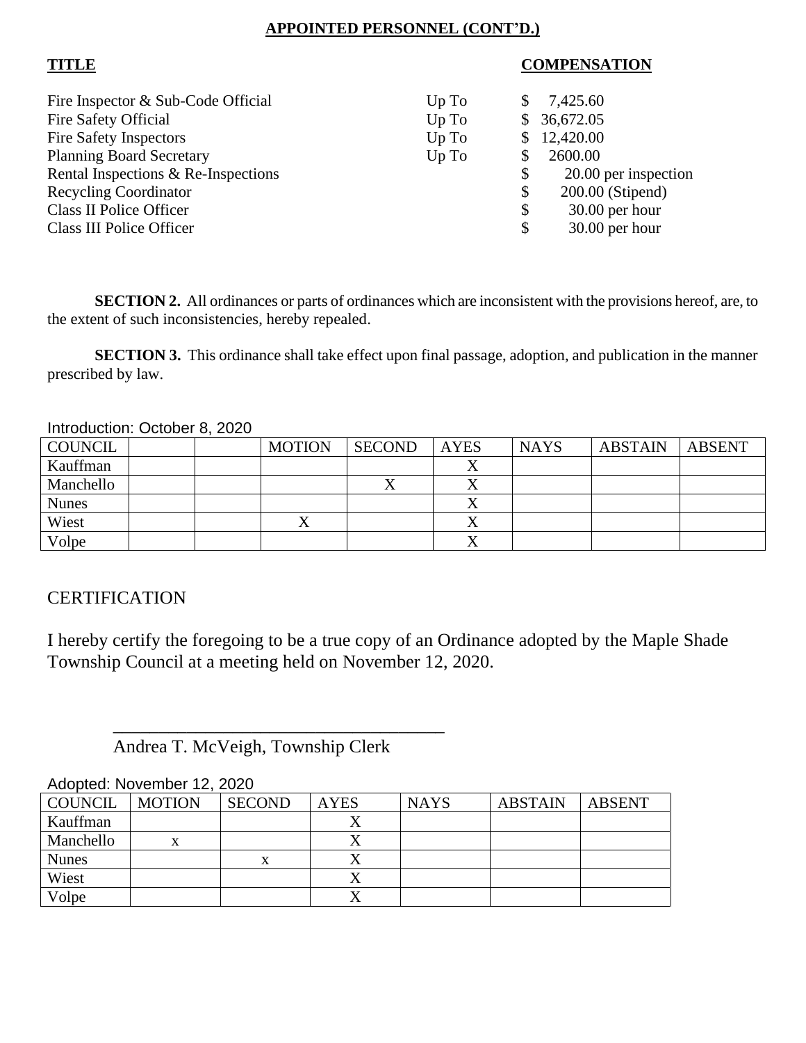**APPOINTED PERSONNEL (CONT'D.)**

| TITLE | | COMPENSATION |
|---|---|---|
| Fire Inspector & Sub-Code Official | Up To | $ 7,425.60 |
| Fire Safety Official | Up To | $ 36,672.05 |
| Fire Safety Inspectors | Up To | $ 12,420.00 |
| Planning Board Secretary | Up To | $ 2600.00 |
| Rental Inspections & Re-Inspections | | $ 20.00 per inspection |
| Recycling Coordinator | | $ 200.00 (Stipend) |
| Class II Police Officer | | $ 30.00 per hour |
| Class III Police Officer | | $ 30.00 per hour |

**SECTION 2.** All ordinances or parts of ordinances which are inconsistent with the provisions hereof, are, to the extent of such inconsistencies, hereby repealed.

**SECTION 3.** This ordinance shall take effect upon final passage, adoption, and publication in the manner prescribed by law.

Introduction: October 8, 2020

| COUNCIL | | | MOTION | SECOND | AYES | NAYS | ABSTAIN | ABSENT |
|---|---|---|---|---|---|---|---|---|
| Kauffman | | | | | X | | | |
| Manchello | | | | X | X | | | |
| Nunes | | | | | X | | | |
| Wiest | | | X | | X | | | |
| Volpe | | | | | X | | | |

CERTIFICATION

I hereby certify the foregoing to be a true copy of an Ordinance adopted by the Maple Shade Township Council at a meeting held on November 12, 2020.

_________________________________

Andrea T. McVeigh, Township Clerk

Adopted: November 12, 2020

| COUNCIL | MOTION | SECOND | AYES | NAYS | ABSTAIN | ABSENT |
|---|---|---|---|---|---|---|
| Kauffman | | | X | | | |
| Manchello | x | | X | | | |
| Nunes | | x | X | | | |
| Wiest | | | X | | | |
| Volpe | | | X | | | |